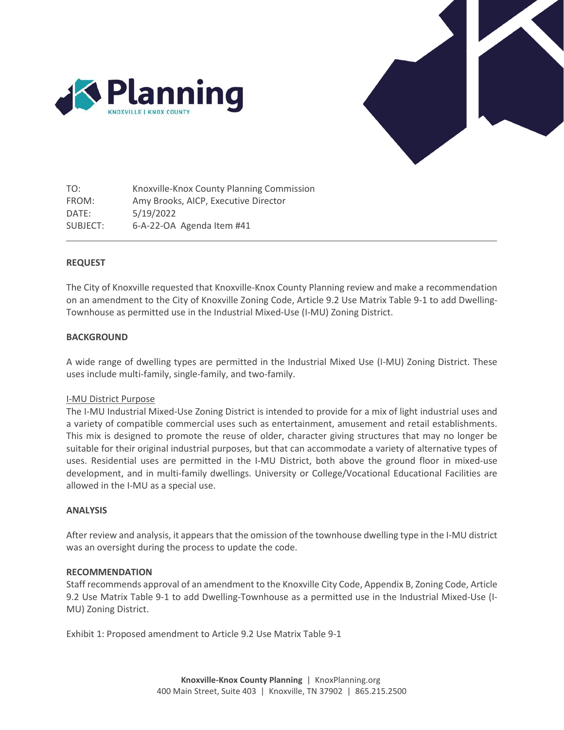| | |
|---|---|
| TO: | Knoxville-Knox County Planning Commission |
| FROM: | Amy Brooks, AICP, Executive Director |
| DATE: | 5/19/2022 |
| SUBJECT: | 6-A-22-OA Agenda Item #41 |

## REQUEST

The City of Knoxville requested that Knoxville-Knox County Planning review and make a recommendation on an amendment to the City of Knoxville Zoning Code, Article 9.2 Use Matrix Table 9-1 to add Dwelling-Townhouse as permitted use in the Industrial Mixed-Use (I-MU) Zoning District.

## BACKGROUND

A wide range of dwelling types are permitted in the Industrial Mixed Use (I-MU) Zoning District. These uses include multi-family, single-family, and two-family.

I-MU District Purpose

The I-MU Industrial Mixed-Use Zoning District is intended to provide for a mix of light industrial uses and a variety of compatible commercial uses such as entertainment, amusement and retail establishments. This mix is designed to promote the reuse of older, character giving structures that may no longer be suitable for their original industrial purposes, but that can accommodate a variety of alternative types of uses. Residential uses are permitted in the I-MU District, both above the ground floor in mixed-use development, and in multi-family dwellings. University or College/Vocational Educational Facilities are allowed in the I-MU as a special use.

## ANALYSIS

After review and analysis, it appears that the omission of the townhouse dwelling type in the I-MU district was an oversight during the process to update the code.

## RECOMMENDATION

Staff recommends approval of an amendment to the Knoxville City Code, Appendix B, Zoning Code, Article 9.2 Use Matrix Table 9-1 to add Dwelling-Townhouse as a permitted use in the Industrial Mixed-Use (I-MU) Zoning District.

Exhibit 1: Proposed amendment to Article 9.2 Use Matrix Table 9-1

**Knoxville-Knox County Planning** | KnoxPlanning.org
400 Main Street, Suite 403 | Knoxville, TN 37902 | 865.215.2500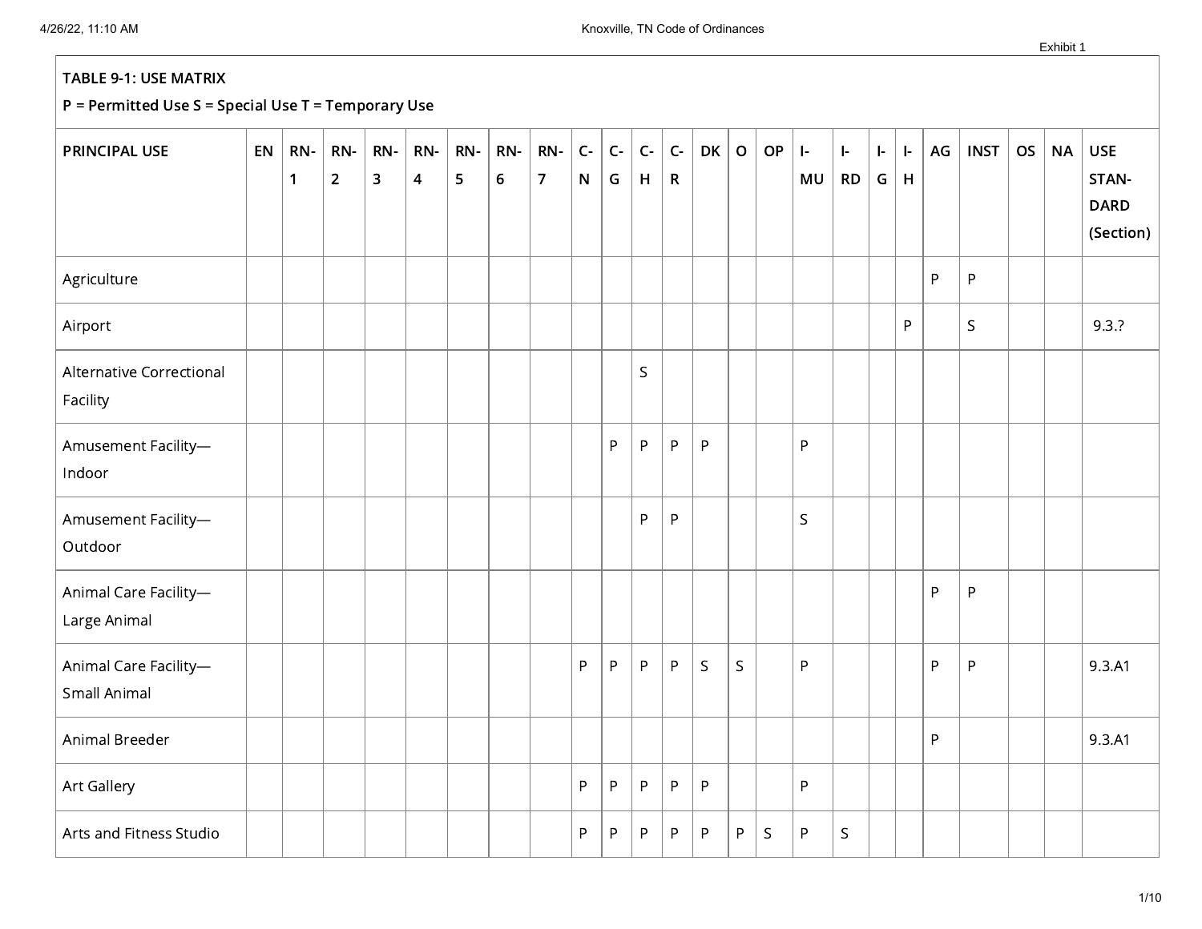Exhibit 1

| TABLE 9-1: USE MATRIX<br>P = Permitted Use S = Special Use T = Temporary Use | | | | | | | | | | | | | | | | | | | | | | | | | |
|---|---|---|---|---|---|---|---|---|---|---|---|---|---|---|---|---|---|---|---|---|---|---|---|---|---|
| **PRINCIPAL USE** | **EN** | **RN-1** | **RN-2** | **RN-3** | **RN-4** | **RN-5** | **RN-6** | **RN-7** | **C-N** | **C-G** | **C-H** | **C-R** | **DK** | **O** | **OP** | **I-MU** | **I-RD** | **I-G** | **I-H** | **AG** | **INST** | **OS** | **NA** | **USE STAN-DARD (Section)** |
| Agriculture | | | | | | | | | | | | | | | | | | | | P | P | | | |
| Airport | | | | | | | | | | | | | | | | | | | P | | S | | | 9.3.? |
| Alternative Correctional Facility | | | | | | | | | | | S | | | | | | | | | | | | | |
| Amusement Facility—Indoor | | | | | | | | | | P | P | P | P | | | P | | | | | | | | |
| Amusement Facility—Outdoor | | | | | | | | | | | P | P | | | | S | | | | | | | | |
| Animal Care Facility—Large Animal | | | | | | | | | | | | | | | | | | | | P | P | | | |
| Animal Care Facility—Small Animal | | | | | | | | | P | P | P | P | S | S | | P | | | | P | P | | | 9.3.A1 |
| Animal Breeder | | | | | | | | | | | | | | | | | | | | P | | | | 9.3.A1 |
| Art Gallery | | | | | | | | | P | P | P | P | P | | | P | | | | | | | | |
| Arts and Fitness Studio | | | | | | | | | P | P | P | P | P | P | S | P | S | | | | | | | |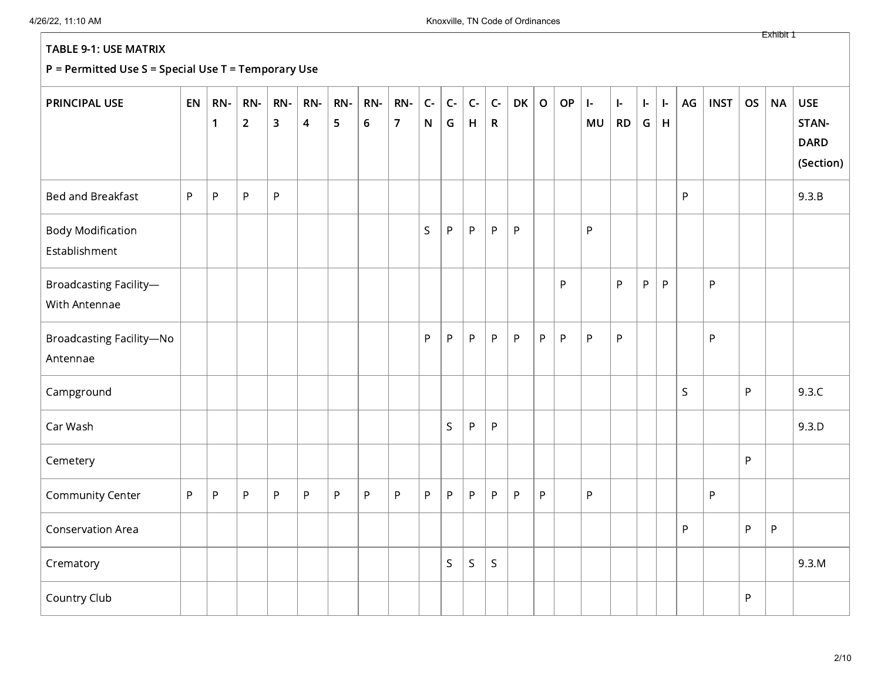**TABLE 9-1: USE MATRIX**

**P = Permitted Use S = Special Use T = Temporary Use**

| PRINCIPAL USE | EN | RN-1 | RN-2 | RN-3 | RN-4 | RN-5 | RN-6 | RN-7 | C-N | C-G | C-H | C-R | DK | O | OP | I-MU | I-RD | I-G | I-H | AG | INST | OS | NA | USE STANDARD (Section) |
|---|---|---|---|---|---|---|---|---|---|---|---|---|---|---|---|---|---|---|---|---|---|---|---|---|
| Bed and Breakfast | P | P | P | P | | | | | | | | | | | | | | | | P | | | | 9.3.B |
| Body Modification Establishment | | | | | | | | | S | P | P | P | P | | | P | | | | | | | | |
| Broadcasting Facility—With Antennae | | | | | | | | | | | | | | | P | | P | P | P | | P | | | |
| Broadcasting Facility—No Antennae | | | | | | | | | P | P | P | P | P | P | P | P | P | | | | P | | | |
| Campground | | | | | | | | | | | | | | | | | | | | S | | P | | 9.3.C |
| Car Wash | | | | | | | | | | S | P | P | | | | | | | | | | | | 9.3.D |
| Cemetery | | | | | | | | | | | | | | | | | | | | | | P | | |
| Community Center | P | P | P | P | P | P | P | P | P | P | P | P | P | P | | P | | | | | P | | | |
| Conservation Area | | | | | | | | | | | | | | | | | | | | P | | P | P | |
| Crematory | | | | | | | | | | S | S | S | | | | | | | | | | | | 9.3.M |
| Country Club | | | | | | | | | | | | | | | | | | | | | | P | | |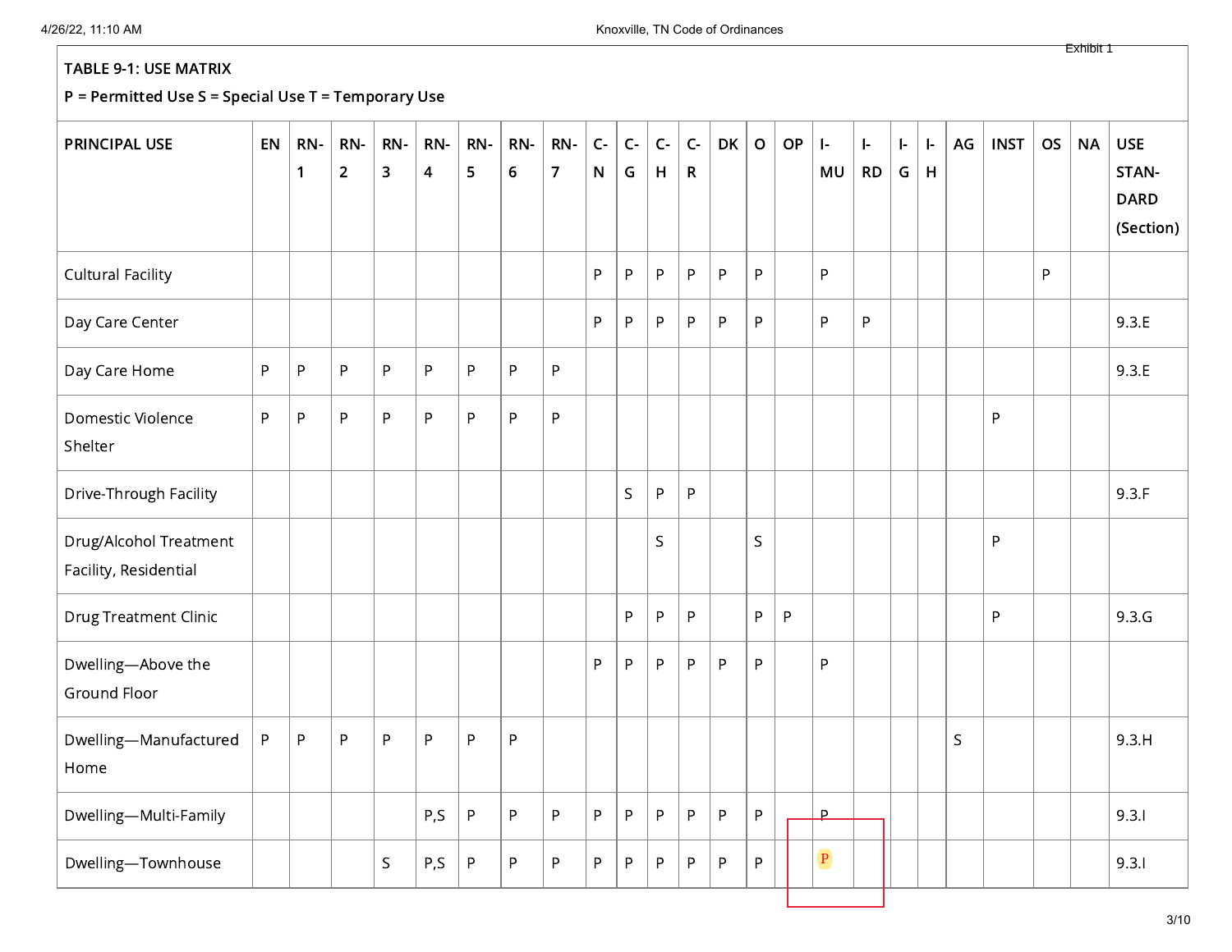Exhibit 1

**TABLE 9-1: USE MATRIX**

**P = Permitted Use S = Special Use T = Temporary Use**

| PRINCIPAL USE | EN | RN-1 | RN-2 | RN-3 | RN-4 | RN-5 | RN-6 | RN-7 | C-N | C-G | C-H | C-R | DK | O | OP | I-MU | I-RD | I-G | I-H | AG | INST | OS | NA | USE STANDARD (Section) |
|---|---|---|---|---|---|---|---|---|---|---|---|---|---|---|---|---|---|---|---|---|---|---|---|---|
| Cultural Facility | | | | | | | | | P | P | P | P | P | P | | P | | | | | | P | | |
| Day Care Center | | | | | | | | | P | P | P | P | P | P | | P | P | | | | | | | 9.3.E |
| Day Care Home | P | P | P | P | P | P | P | P | | | | | | | | | | | | | | | | 9.3.E |
| Domestic Violence Shelter | P | P | P | P | P | P | P | P | | | | | | | | | | | | | P | | | |
| Drive-Through Facility | | | | | | | | | | S | P | P | | | | | | | | | | | | 9.3.F |
| Drug/Alcohol Treatment Facility, Residential | | | | | | | | | | | S | | | S | | | | | | | P | | | |
| Drug Treatment Clinic | | | | | | | | | | P | P | P | | P | P | | | | | | P | | | 9.3.G |
| Dwelling—Above the Ground Floor | | | | | | | | | P | P | P | P | P | P | | P | | | | | | | | |
| Dwelling—Manufactured Home | P | P | P | P | P | P | P | | | | | | | | | | | | | S | | | | 9.3.H |
| Dwelling—Multi-Family | | | | | P,S | P | P | P | P | P | P | P | P | P | | P | | | | | | | | 9.3.I |
| Dwelling—Townhouse | | | | S | P,S | P | P | P | P | P | P | P | P | P | | P | | | | | | | | 9.3.I |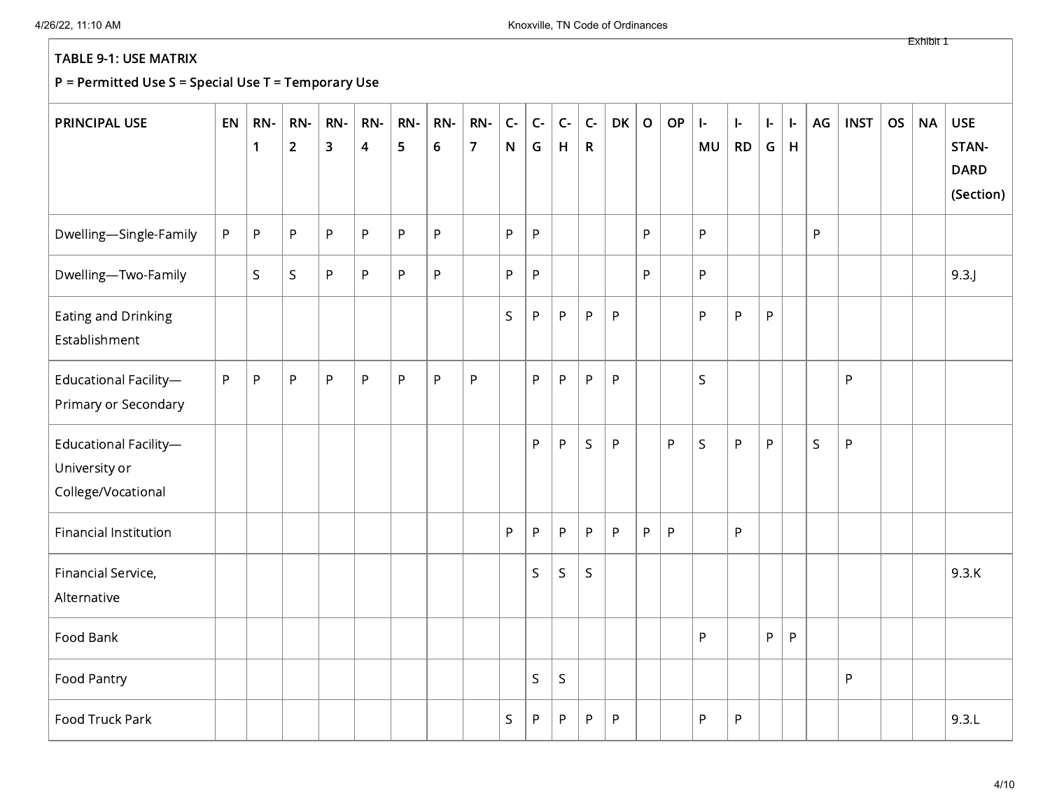Exhibit 1

**TABLE 9-1: USE MATRIX**

**P = Permitted Use S = Special Use T = Temporary Use**

| PRINCIPAL USE | EN | RN-1 | RN-2 | RN-3 | RN-4 | RN-5 | RN-6 | RN-7 | C-N | C-G | C-H | C-R | DK | O | OP | I-MU | I-RD | I-G | I-H | AG | INST | OS | NA | USE STANDARD (Section) |
|---|---|---|---|---|---|---|---|---|---|---|---|---|---|---|---|---|---|---|---|---|---|---|---|---|
| Dwelling—Single-Family | P | P | P | P | P | P | P | | P | P | | | | P | | P | | | | P | | | | |
| Dwelling—Two-Family | | S | S | P | P | P | P | | P | P | | | | P | | P | | | | | | | | 9.3.J |
| Eating and Drinking Establishment | | | | | | | | | S | P | P | P | P | | | P | P | P | | | | | | |
| Educational Facility—Primary or Secondary | P | P | P | P | P | P | P | P | | P | P | P | P | | | S | | | | | P | | | |
| Educational Facility—University or College/Vocational | | | | | | | | | | P | P | S | P | | P | S | P | P | | S | P | | | |
| Financial Institution | | | | | | | | | P | P | P | P | P | P | P | | P | | | | | | | |
| Financial Service, Alternative | | | | | | | | | | S | S | S | | | | | | | | | | | | 9.3.K |
| Food Bank | | | | | | | | | | | | | | | | P | | P | P | | | | | |
| Food Pantry | | | | | | | | | | S | S | | | | | | | | | | P | | | |
| Food Truck Park | | | | | | | | | S | P | P | P | P | | | P | P | | | | | | | 9.3.L |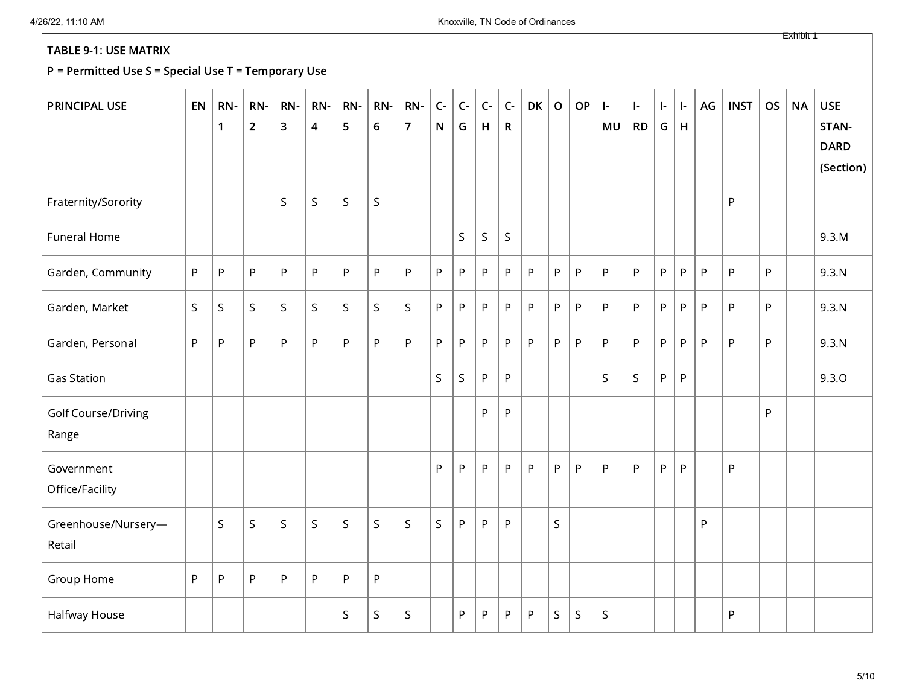Exhibit 1

**TABLE 9-1: USE MATRIX**

**P = Permitted Use S = Special Use T = Temporary Use**

| PRINCIPAL USE | EN | RN-1 | RN-2 | RN-3 | RN-4 | RN-5 | RN-6 | RN-7 | C-N | C-G | C-H | C-R | DK | O | OP | I-MU | I-RD | I-G | I-H | AG | INST | OS | NA | USE STANDARD (Section) |
|---|---|---|---|---|---|---|---|---|---|---|---|---|---|---|---|---|---|---|---|---|---|---|---|---|
| Fraternity/Sorority | | | | S | S | S | S | | | | | | | | | | | | | | P | | | |
| Funeral Home | | | | | | | | | | S | S | S | | | | | | | | | | | | 9.3.M |
| Garden, Community | P | P | P | P | P | P | P | P | P | P | P | P | P | P | P | P | P | P | P | P | P | P | | 9.3.N |
| Garden, Market | S | S | S | S | S | S | S | S | P | P | P | P | P | P | P | P | P | P | P | P | P | P | | 9.3.N |
| Garden, Personal | P | P | P | P | P | P | P | P | P | P | P | P | P | P | P | P | P | P | P | P | P | P | | 9.3.N |
| Gas Station | | | | | | | | | S | S | P | P | | | | S | S | P | P | | | | | 9.3.O |
| Golf Course/Driving Range | | | | | | | | | | | P | P | | | | | | | | | | P | | |
| Government Office/Facility | | | | | | | | | P | P | P | P | P | P | P | P | P | P | P | | P | | | |
| Greenhouse/Nursery—Retail | | S | S | S | S | S | S | S | S | P | P | P | | S | | | | | | P | | | | |
| Group Home | P | P | P | P | P | P | P | | | | | | | | | | | | | | | | | |
| Halfway House | | | | | | S | S | S | | P | P | P | P | S | S | S | | | | | P | | | |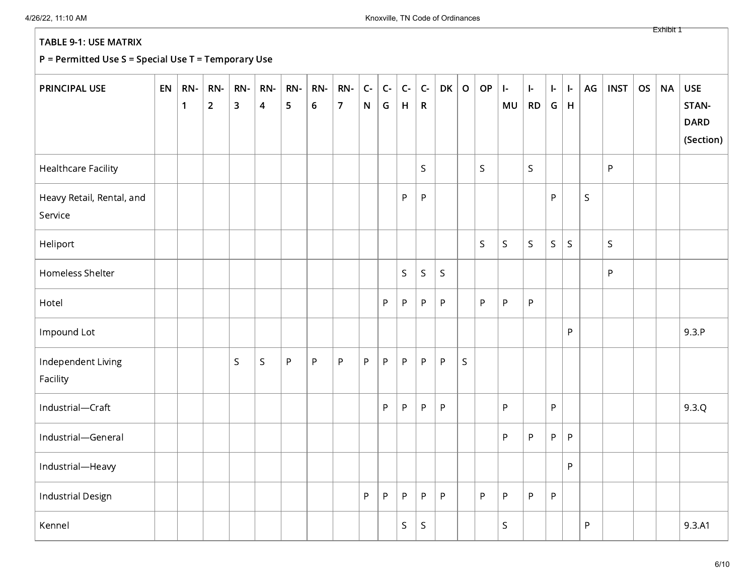Exhibit 1

**TABLE 9-1: USE MATRIX**

**P = Permitted Use S = Special Use T = Temporary Use**

| PRINCIPAL USE | EN | RN-1 | RN-2 | RN-3 | RN-4 | RN-5 | RN-6 | RN-7 | C-N | C-G | C-H | C-R | DK | O | OP | I-MU | I-RD | I-G | I-H | AG | INST | OS | NA | USE STANDARD (Section) |
|---|---|---|---|---|---|---|---|---|---|---|---|---|---|---|---|---|---|---|---|---|---|---|---|---|
| Healthcare Facility | | | | | | | | | | | | S | | | S | | S | | | | P | | | |
| Heavy Retail, Rental, and Service | | | | | | | | | | | P | P | | | | | | P | | S | | | | |
| Heliport | | | | | | | | | | | | | | | S | S | S | S | S | | S | | | |
| Homeless Shelter | | | | | | | | | | | S | S | S | | | | | | | | P | | | |
| Hotel | | | | | | | | | | P | P | P | P | | P | P | P | | | | | | | |
| Impound Lot | | | | | | | | | | | | | | | | | | | P | | | | | 9.3.P |
| Independent Living Facility | | | | S | S | P | P | P | P | P | P | P | P | S | | | | | | | | | | |
| Industrial—Craft | | | | | | | | | | P | P | P | P | | | P | | P | | | | | | 9.3.Q |
| Industrial—General | | | | | | | | | | | | | | | | P | P | P | P | | | | | |
| Industrial—Heavy | | | | | | | | | | | | | | | | | | | P | | | | | |
| Industrial Design | | | | | | | | | P | P | P | P | P | | P | P | P | P | | | | | | |
| Kennel | | | | | | | | | | | S | S | | | | S | | | | P | | | | 9.3.A1 |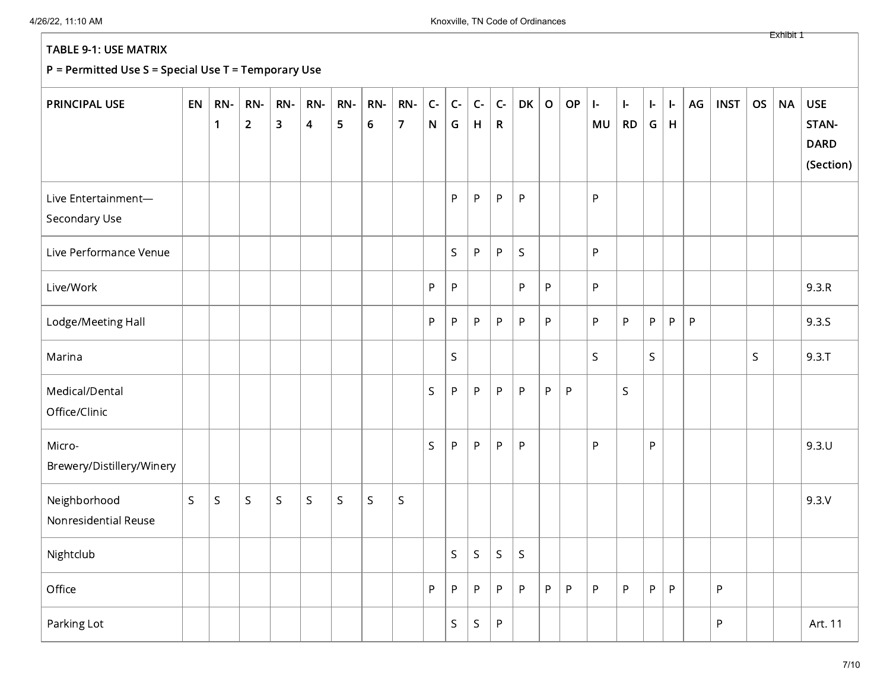Exhibit 1

| TABLE 9-1: USE MATRIX<br>P = Permitted Use S = Special Use T = Temporary Use | | | | | | | | | | | | | | | | | | | | | | | | | |
|---|---|---|---|---|---|---|---|---|---|---|---|---|---|---|---|---|---|---|---|---|---|---|---|---|---|
| **PRINCIPAL USE** | **EN** | **RN-1** | **RN-2** | **RN-3** | **RN-4** | **RN-5** | **RN-6** | **RN-7** | **C-N** | **C-G** | **C-H** | **C-R** | **DK** | **O** | **OP** | **I-MU** | **I-RD** | **I-G** | **I-H** | **AG** | **INST** | **OS** | **NA** | **USE STANDARD (Section)** |
| Live Entertainment—Secondary Use | | | | | | | | | | P | P | P | P | | | P | | | | | | | | |
| Live Performance Venue | | | | | | | | | | S | P | P | S | | | P | | | | | | | | |
| Live/Work | | | | | | | | | P | P | | | P | P | | P | | | | | | | | 9.3.R |
| Lodge/Meeting Hall | | | | | | | | | P | P | P | P | P | P | | P | P | P | P | P | | | | 9.3.S |
| Marina | | | | | | | | | | S | | | | | | S | | S | | | | S | | 9.3.T |
| Medical/Dental Office/Clinic | | | | | | | | | S | P | P | P | P | P | P | | S | | | | | | | |
| Micro-Brewery/Distillery/Winery | | | | | | | | | S | P | P | P | P | | | P | | P | | | | | | 9.3.U |
| Neighborhood Nonresidential Reuse | S | S | S | S | S | S | S | S | | | | | | | | | | | | | | | | 9.3.V |
| Nightclub | | | | | | | | | | S | S | S | S | | | | | | | | | | | |
| Office | | | | | | | | | P | P | P | P | P | P | P | P | P | P | P | | P | | | |
| Parking Lot | | | | | | | | | | S | S | P | | | | | | | | | P | | | Art. 11 |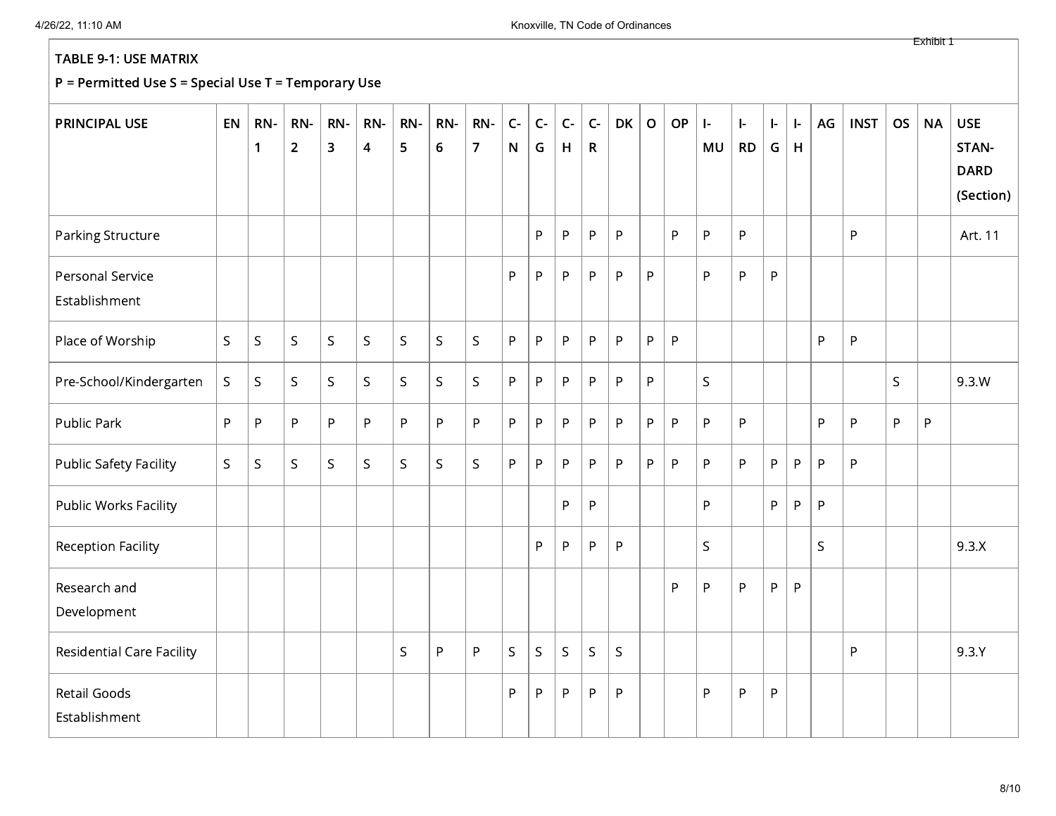Exhibit 1

**TABLE 9-1: USE MATRIX**

**P = Permitted Use S = Special Use T = Temporary Use**

| PRINCIPAL USE | EN | RN-1 | RN-2 | RN-3 | RN-4 | RN-5 | RN-6 | RN-7 | C-N | C-G | C-H | C-R | DK | O | OP | I-MU | I-RD | I-G | I-H | AG | INST | OS | NA | USE STANDARD (Section) |
|---|---|---|---|---|---|---|---|---|---|---|---|---|---|---|---|---|---|---|---|---|---|---|---|---|
| Parking Structure | | | | | | | | | | P | P | P | P | | P | P | P | | | | P | | | Art. 11 |
| Personal Service Establishment | | | | | | | | | P | P | P | P | P | P | | P | P | P | | | | | | |
| Place of Worship | S | S | S | S | S | S | S | S | P | P | P | P | P | P | P | | | | | P | P | | | |
| Pre-School/Kindergarten | S | S | S | S | S | S | S | S | P | P | P | P | P | P | | S | | | | | | S | | 9.3.W |
| Public Park | P | P | P | P | P | P | P | P | P | P | P | P | P | P | P | P | P | | | P | P | P | P | |
| Public Safety Facility | S | S | S | S | S | S | S | S | P | P | P | P | P | P | P | P | P | P | P | P | P | | | |
| Public Works Facility | | | | | | | | | | | P | P | | | | P | | P | P | P | | | | |
| Reception Facility | | | | | | | | | | P | P | P | P | | | S | | | | S | | | | 9.3.X |
| Research and Development | | | | | | | | | | | | | | | P | P | P | P | P | | | | | |
| Residential Care Facility | | | | | | S | P | P | S | S | S | S | S | | | | | | | | P | | | 9.3.Y |
| Retail Goods Establishment | | | | | | | | | P | P | P | P | P | | | P | P | P | | | | | | |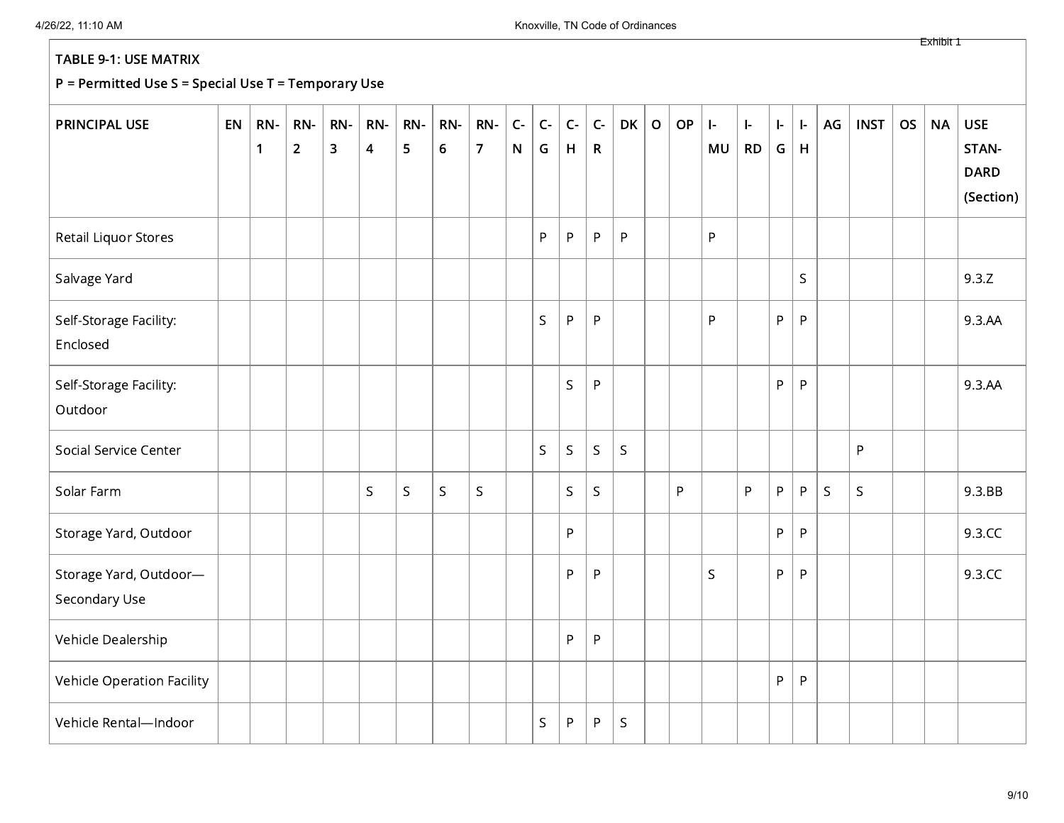Exhibit 1

**TABLE 9-1: USE MATRIX**

**P = Permitted Use S = Special Use T = Temporary Use**

| PRINCIPAL USE | EN | RN-1 | RN-2 | RN-3 | RN-4 | RN-5 | RN-6 | RN-7 | C-N | C-G | C-H | C-R | DK | O | OP | I-MU | I-RD | I-G | I-H | AG | INST | OS | NA | USE STANDARD (Section) |
|---|---|---|---|---|---|---|---|---|---|---|---|---|---|---|---|---|---|---|---|---|---|---|---|---|
| Retail Liquor Stores | | | | | | | | | | P | P | P | P | | | P | | | | | | | | |
| Salvage Yard | | | | | | | | | | | | | | | | | | | S | | | | | 9.3.Z |
| Self-Storage Facility: Enclosed | | | | | | | | | | S | P | P | | | | P | | P | P | | | | | 9.3.AA |
| Self-Storage Facility: Outdoor | | | | | | | | | | | S | P | | | | | | P | P | | | | | 9.3.AA |
| Social Service Center | | | | | | | | | | S | S | S | S | | | | | | | | P | | | |
| Solar Farm | | | | | S | S | S | S | | | S | S | | | P | | P | P | P | S | S | | | 9.3.BB |
| Storage Yard, Outdoor | | | | | | | | | | | P | | | | | | | P | P | | | | | 9.3.CC |
| Storage Yard, Outdoor—Secondary Use | | | | | | | | | | | P | P | | | | S | | P | P | | | | | 9.3.CC |
| Vehicle Dealership | | | | | | | | | | | P | P | | | | | | | | | | | | |
| Vehicle Operation Facility | | | | | | | | | | | | | | | | | | P | P | | | | | |
| Vehicle Rental—Indoor | | | | | | | | | | S | P | P | S | | | | | | | | | | | |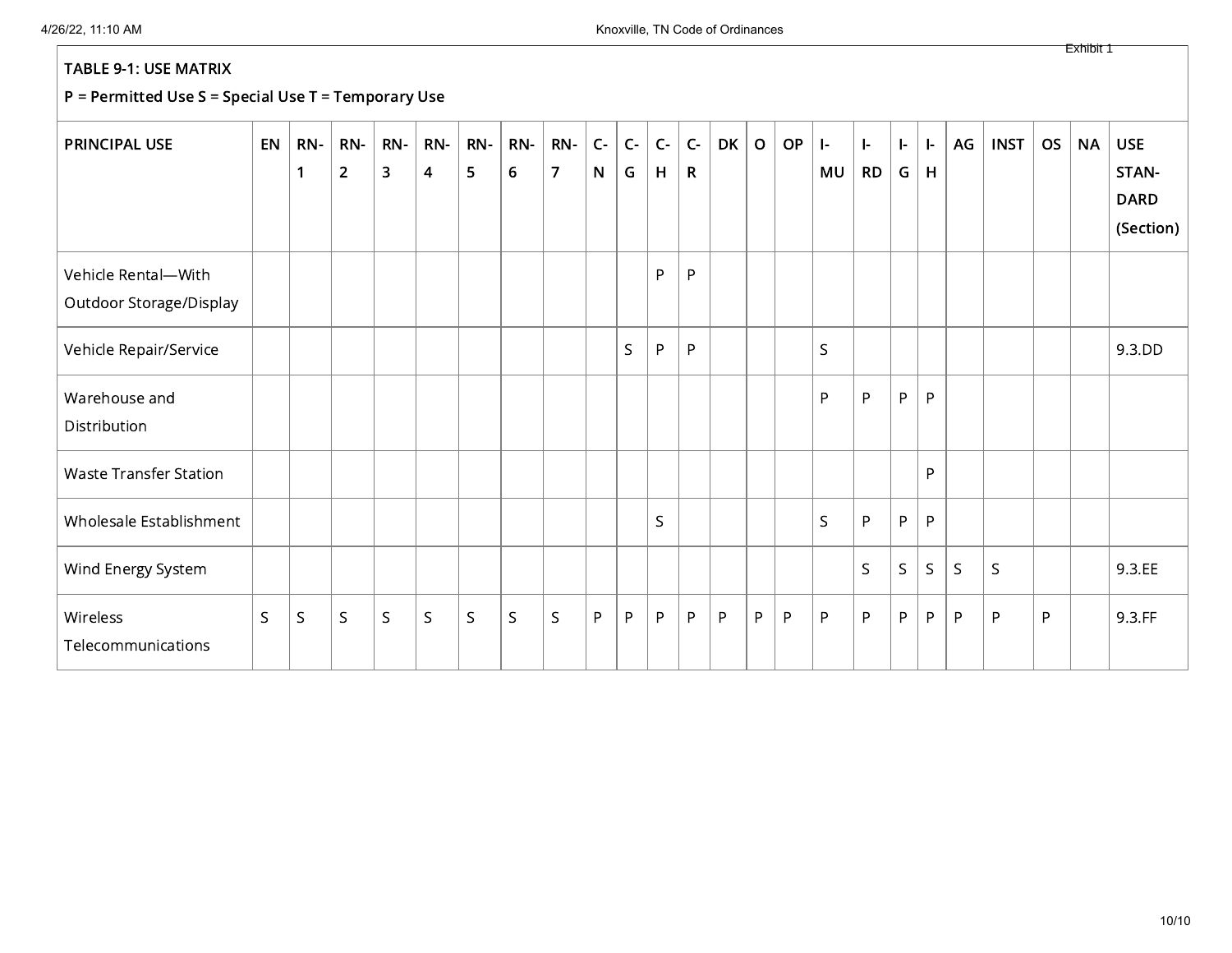Exhibit 1

**TABLE 9-1: USE MATRIX**

**P = Permitted Use S = Special Use T = Temporary Use**

| PRINCIPAL USE | EN | RN-1 | RN-2 | RN-3 | RN-4 | RN-5 | RN-6 | RN-7 | C-N | C-G | C-H | C-R | DK | O | OP | I-MU | I-RD | I-G | I-H | AG | INST | OS | NA | USE STANDARD (Section) |
|---|---|---|---|---|---|---|---|---|---|---|---|---|---|---|---|---|---|---|---|---|---|---|---|---|
| Vehicle Rental—With Outdoor Storage/Display | | | | | | | | | | | P | P | | | | | | | | | | | | |
| Vehicle Repair/Service | | | | | | | | | | S | P | P | | | | S | | | | | | | | 9.3.DD |
| Warehouse and Distribution | | | | | | | | | | | | | | | | P | P | P | P | | | | | |
| Waste Transfer Station | | | | | | | | | | | | | | | | | | | P | | | | | |
| Wholesale Establishment | | | | | | | | | | | S | | | | | S | P | P | P | | | | | |
| Wind Energy System | | | | | | | | | | | | | | | | | S | S | S | S | S | | | 9.3.EE |
| Wireless Telecommunications | S | S | S | S | S | S | S | S | P | P | P | P | P | P | P | P | P | P | P | P | P | P | | 9.3.FF |